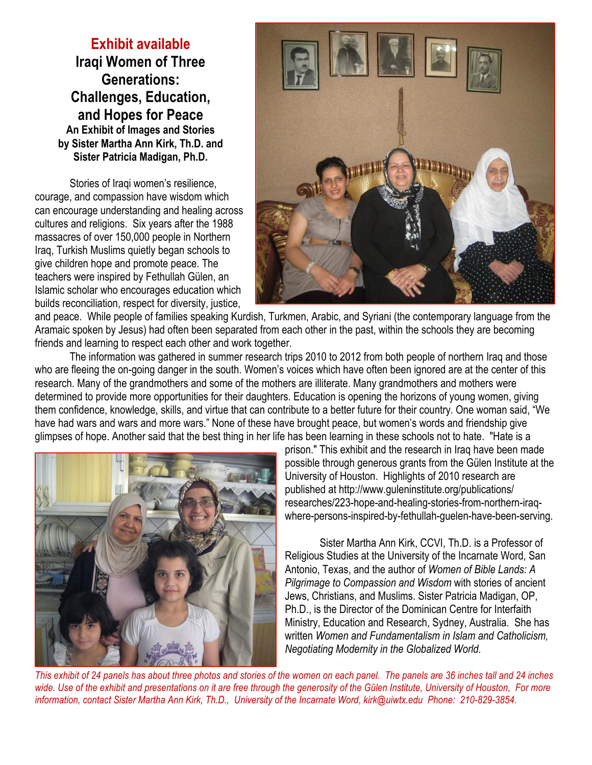# Exhibit available

## Iraqi Women of Three Generations: Challenges, Education, and Hopes for Peace

**An Exhibit of Images and Stories by Sister Martha Ann Kirk, Th.D. and Sister Patricia Madigan, Ph.D.**

Stories of Iraqi women's resilience, courage, and compassion have wisdom which can encourage understanding and healing across cultures and religions. Six years after the 1988 massacres of over 150,000 people in Northern Iraq, Turkish Muslims quietly began schools to give children hope and promote peace. The teachers were inspired by Fethullah Gülen, an Islamic scholar who encourages education which builds reconciliation, respect for diversity, justice, and peace. While people of families speaking Kurdish, Turkmen, Arabic, and Syriani (the contemporary language from the Aramaic spoken by Jesus) had often been separated from each other in the past, within the schools they are becoming friends and learning to respect each other and work together.

The information was gathered in summer research trips 2010 to 2012 from both people of northern Iraq and those who are fleeing the on-going danger in the south. Women's voices which have often been ignored are at the center of this research. Many of the grandmothers and some of the mothers are illiterate. Many grandmothers and mothers were determined to provide more opportunities for their daughters. Education is opening the horizons of young women, giving them confidence, knowledge, skills, and virtue that can contribute to a better future for their country. One woman said, "We have had wars and wars and more wars." None of these have brought peace, but women's words and friendship give glimpses of hope. Another said that the best thing in her life has been learning in these schools not to hate. "Hate is a prison." This exhibit and the research in Iraq have been made possible through generous grants from the Gülen Institute at the University of Houston. Highlights of 2010 research are published at http://www.guleninstitute.org/publications/researches/223-hope-and-healing-stories-from-northern-iraq-where-persons-inspired-by-fethullah-guelen-have-been-serving.

Sister Martha Ann Kirk, CCVI, Th.D. is a Professor of Religious Studies at the University of the Incarnate Word, San Antonio, Texas, and the author of *Women of Bible Lands: A Pilgrimage to Compassion and Wisdom* with stories of ancient Jews, Christians, and Muslims. Sister Patricia Madigan, OP, Ph.D., is the Director of the Dominican Centre for Interfaith Ministry, Education and Research, Sydney, Australia. She has written *Women and Fundamentalism in Islam and Catholicism, Negotiating Modernity in the Globalized World.*

*This exhibit of 24 panels has about three photos and stories of the women on each panel. The panels are 36 inches tall and 24 inches wide. Use of the exhibit and presentations on it are free through the generosity of the Gülen Institute, University of Houston, For more information, contact Sister Martha Ann Kirk, Th.D., University of the Incarnate Word, kirk@uiwtx.edu Phone: 210-829-3854.*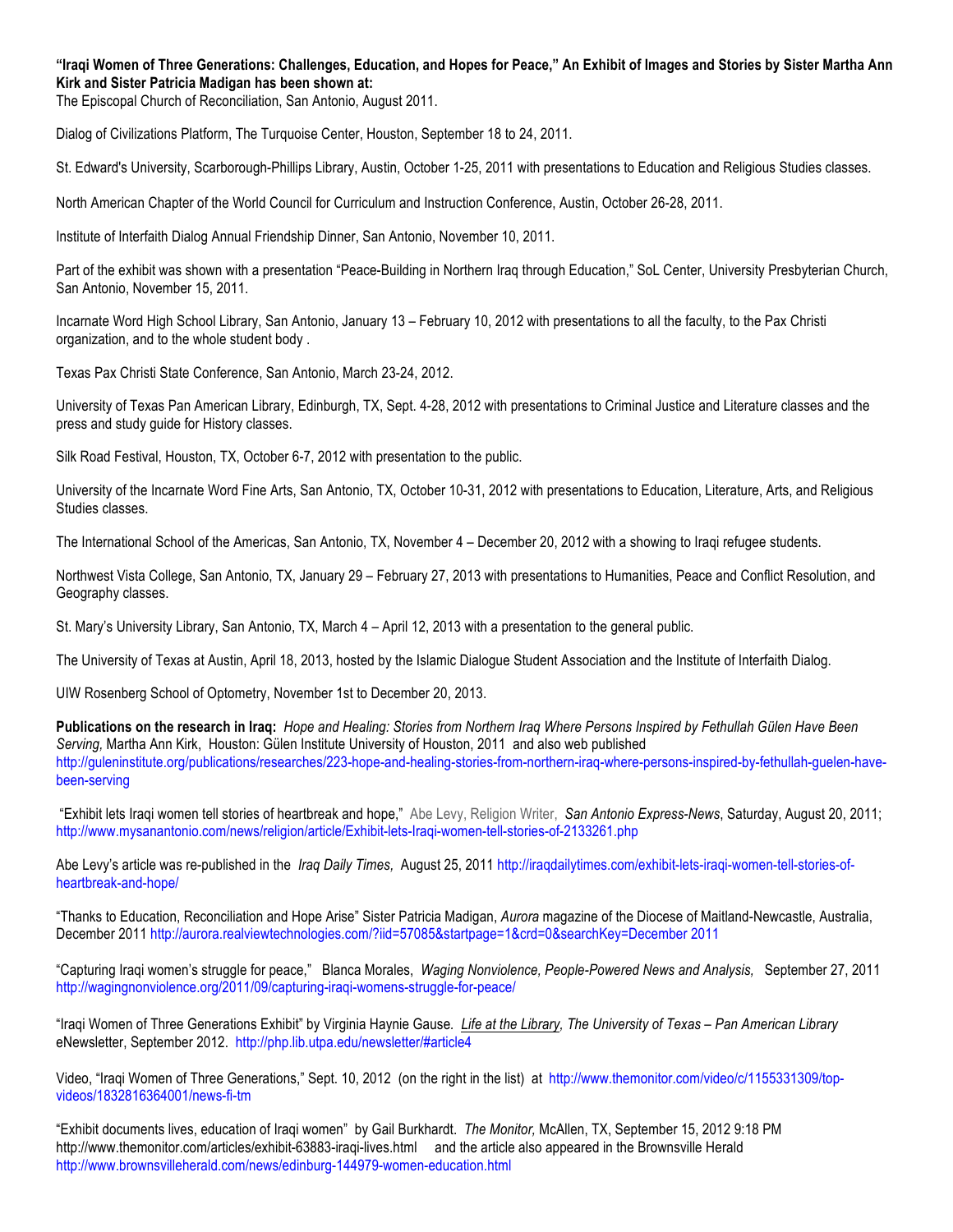**"Iraqi Women of Three Generations: Challenges, Education, and Hopes for Peace," An Exhibit of Images and Stories by Sister Martha Ann Kirk and Sister Patricia Madigan has been shown at:**
The Episcopal Church of Reconciliation, San Antonio, August 2011.

Dialog of Civilizations Platform, The Turquoise Center, Houston, September 18 to 24, 2011.

St. Edward's University, Scarborough-Phillips Library, Austin, October 1-25, 2011 with presentations to Education and Religious Studies classes.

North American Chapter of the World Council for Curriculum and Instruction Conference, Austin, October 26-28, 2011.

Institute of Interfaith Dialog Annual Friendship Dinner, San Antonio, November 10, 2011.

Part of the exhibit was shown with a presentation "Peace-Building in Northern Iraq through Education," SoL Center, University Presbyterian Church, San Antonio, November 15, 2011.

Incarnate Word High School Library, San Antonio, January 13 – February 10, 2012 with presentations to all the faculty, to the Pax Christi organization, and to the whole student body .

Texas Pax Christi State Conference, San Antonio, March 23-24, 2012.

University of Texas Pan American Library, Edinburgh, TX, Sept. 4-28, 2012 with presentations to Criminal Justice and Literature classes and the press and study guide for History classes.

Silk Road Festival, Houston, TX, October 6-7, 2012 with presentation to the public.

University of the Incarnate Word Fine Arts, San Antonio, TX, October 10-31, 2012 with presentations to Education, Literature, Arts, and Religious Studies classes.

The International School of the Americas, San Antonio, TX, November 4 – December 20, 2012 with a showing to Iraqi refugee students.

Northwest Vista College, San Antonio, TX, January 29 – February 27, 2013 with presentations to Humanities, Peace and Conflict Resolution, and Geography classes.

St. Mary's University Library, San Antonio, TX, March 4 – April 12, 2013 with a presentation to the general public.

The University of Texas at Austin, April 18, 2013, hosted by the Islamic Dialogue Student Association and the Institute of Interfaith Dialog.

UIW Rosenberg School of Optometry, November 1st to December 20, 2013.

**Publications on the research in Iraq:** *Hope and Healing: Stories from Northern Iraq Where Persons Inspired by Fethullah Gülen Have Been Serving,* Martha Ann Kirk, Houston: Gülen Institute University of Houston, 2011 and also web published http://guleninstitute.org/publications/researches/223-hope-and-healing-stories-from-northern-iraq-where-persons-inspired-by-fethullah-guelen-have-been-serving

"Exhibit lets Iraqi women tell stories of heartbreak and hope," Abe Levy, Religion Writer, *San Antonio Express-News*, Saturday, August 20, 2011; http://www.mysanantonio.com/news/religion/article/Exhibit-lets-Iraqi-women-tell-stories-of-2133261.php

Abe Levy's article was re-published in the *Iraq Daily Times,* August 25, 2011 http://iraqdailytimes.com/exhibit-lets-iraqi-women-tell-stories-of-heartbreak-and-hope/

"Thanks to Education, Reconciliation and Hope Arise" Sister Patricia Madigan, *Aurora* magazine of the Diocese of Maitland-Newcastle, Australia, December 2011 http://aurora.realviewtechnologies.com/?iid=57085&startpage=1&crd=0&searchKey=December 2011

"Capturing Iraqi women's struggle for peace," Blanca Morales, *Waging Nonviolence, People-Powered News and Analysis,* September 27, 2011 http://wagingnonviolence.org/2011/09/capturing-iraqi-womens-struggle-for-peace/

"Iraqi Women of Three Generations Exhibit" by Virginia Haynie Gause. *Life at the Library, The University of Texas – Pan American Library* eNewsletter, September 2012. http://php.lib.utpa.edu/newsletter/#article4

Video, "Iraqi Women of Three Generations," Sept. 10, 2012 (on the right in the list) at http://www.themonitor.com/video/c/1155331309/top-videos/1832816364001/news-fi-tm

"Exhibit documents lives, education of Iraqi women" by Gail Burkhardt. *The Monitor,* McAllen, TX, September 15, 2012 9:18 PM http://www.themonitor.com/articles/exhibit-63883-iraqi-lives.html and the article also appeared in the Brownsville Herald http://www.brownsvilleherald.com/news/edinburg-144979-women-education.html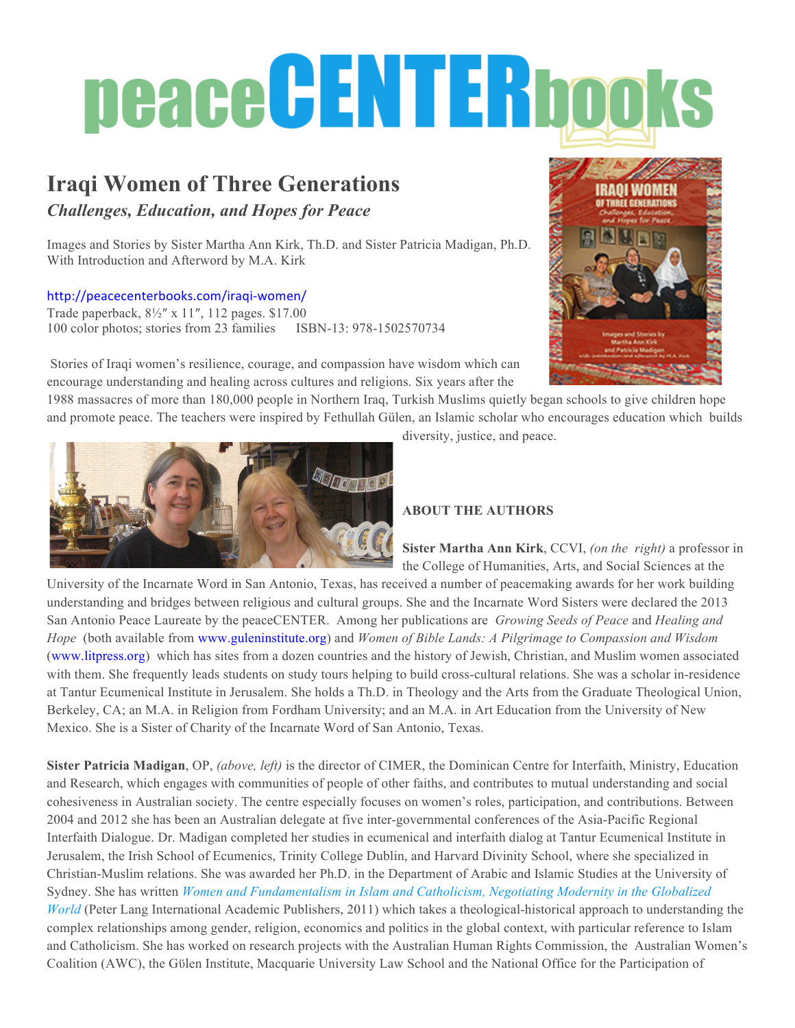# peaceCENTERbooks

## Iraqi Women of Three Generations

### *Challenges, Education, and Hopes for Peace*

Images and Stories by Sister Martha Ann Kirk, Th.D. and Sister Patricia Madigan, Ph.D.
With Introduction and Afterword by M.A. Kirk

http://peacecenterbooks.com/iraqi-women/
Trade paperback, 8½″ x 11″, 112 pages. $17.00
100 color photos; stories from 23 families     ISBN-13: 978-1502570734

Stories of Iraqi women's resilience, courage, and compassion have wisdom which can encourage understanding and healing across cultures and religions. Six years after the 1988 massacres of more than 180,000 people in Northern Iraq, Turkish Muslims quietly began schools to give children hope and promote peace. The teachers were inspired by Fethullah Gülen, an Islamic scholar who encourages education which builds diversity, justice, and peace.

**ABOUT THE AUTHORS**

**Sister Martha Ann Kirk**, CCVI, *(on the right)* a professor in the College of Humanities, Arts, and Social Sciences at the University of the Incarnate Word in San Antonio, Texas, has received a number of peacemaking awards for her work building understanding and bridges between religious and cultural groups. She and the Incarnate Word Sisters were declared the 2013 San Antonio Peace Laureate by the peaceCENTER. Among her publications are *Growing Seeds of Peace* and *Healing and Hope* (both available from www.guleninstitute.org) and *Women of Bible Lands: A Pilgrimage to Compassion and Wisdom* (www.litpress.org) which has sites from a dozen countries and the history of Jewish, Christian, and Muslim women associated with them. She frequently leads students on study tours helping to build cross-cultural relations. She was a scholar in-residence at Tantur Ecumenical Institute in Jerusalem. She holds a Th.D. in Theology and the Arts from the Graduate Theological Union, Berkeley, CA; an M.A. in Religion from Fordham University; and an M.A. in Art Education from the University of New Mexico. She is a Sister of Charity of the Incarnate Word of San Antonio, Texas.

**Sister Patricia Madigan**, OP, *(above, left)* is the director of CIMER, the Dominican Centre for Interfaith, Ministry, Education and Research, which engages with communities of people of other faiths, and contributes to mutual understanding and social cohesiveness in Australian society. The centre especially focuses on women's roles, participation, and contributions. Between 2004 and 2012 she has been an Australian delegate at five inter-governmental conferences of the Asia-Pacific Regional Interfaith Dialogue. Dr. Madigan completed her studies in ecumenical and interfaith dialog at Tantur Ecumenical Institute in Jerusalem, the Irish School of Ecumenics, Trinity College Dublin, and Harvard Divinity School, where she specialized in Christian-Muslim relations. She was awarded her Ph.D. in the Department of Arabic and Islamic Studies at the University of Sydney. She has written *Women and Fundamentalism in Islam and Catholicism, Negotiating Modernity in the Globalized World* (Peter Lang International Academic Publishers, 2011) which takes a theological-historical approach to understanding the complex relationships among gender, religion, economics and politics in the global context, with particular reference to Islam and Catholicism. She has worked on research projects with the Australian Human Rights Commission, the Australian Women's Coalition (AWC), the Gülen Institute, Macquarie University Law School and the National Office for the Participation of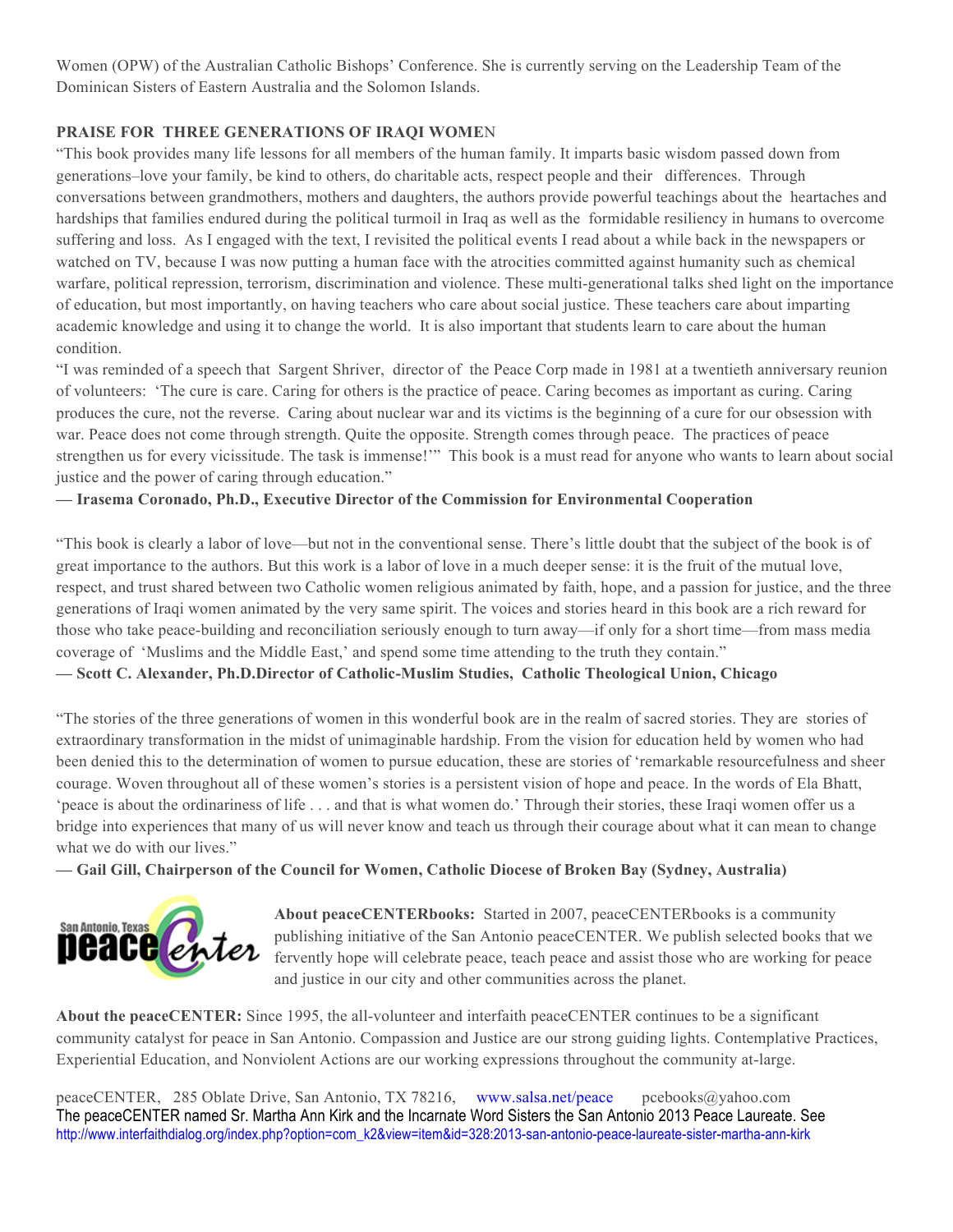Women (OPW) of the Australian Catholic Bishops' Conference. She is currently serving on the Leadership Team of the Dominican Sisters of Eastern Australia and the Solomon Islands.

**PRAISE FOR THREE GENERATIONS OF IRAQI WOMEN**

"This book provides many life lessons for all members of the human family. It imparts basic wisdom passed down from generations–love your family, be kind to others, do charitable acts, respect people and their differences. Through conversations between grandmothers, mothers and daughters, the authors provide powerful teachings about the heartaches and hardships that families endured during the political turmoil in Iraq as well as the formidable resiliency in humans to overcome suffering and loss. As I engaged with the text, I revisited the political events I read about a while back in the newspapers or watched on TV, because I was now putting a human face with the atrocities committed against humanity such as chemical warfare, political repression, terrorism, discrimination and violence. These multi-generational talks shed light on the importance of education, but most importantly, on having teachers who care about social justice. These teachers care about imparting academic knowledge and using it to change the world. It is also important that students learn to care about the human condition.

"I was reminded of a speech that Sargent Shriver, director of the Peace Corp made in 1981 at a twentieth anniversary reunion of volunteers: 'The cure is care. Caring for others is the practice of peace. Caring becomes as important as curing. Caring produces the cure, not the reverse. Caring about nuclear war and its victims is the beginning of a cure for our obsession with war. Peace does not come through strength. Quite the opposite. Strength comes through peace. The practices of peace strengthen us for every vicissitude. The task is immense!'" This book is a must read for anyone who wants to learn about social justice and the power of caring through education."

**— Irasema Coronado, Ph.D., Executive Director of the Commission for Environmental Cooperation**

"This book is clearly a labor of love—but not in the conventional sense. There's little doubt that the subject of the book is of great importance to the authors. But this work is a labor of love in a much deeper sense: it is the fruit of the mutual love, respect, and trust shared between two Catholic women religious animated by faith, hope, and a passion for justice, and the three generations of Iraqi women animated by the very same spirit. The voices and stories heard in this book are a rich reward for those who take peace-building and reconciliation seriously enough to turn away—if only for a short time—from mass media coverage of 'Muslims and the Middle East,' and spend some time attending to the truth they contain."

**— Scott C. Alexander, Ph.D.Director of Catholic-Muslim Studies, Catholic Theological Union, Chicago**

"The stories of the three generations of women in this wonderful book are in the realm of sacred stories. They are stories of extraordinary transformation in the midst of unimaginable hardship. From the vision for education held by women who had been denied this to the determination of women to pursue education, these are stories of 'remarkable resourcefulness and sheer courage. Woven throughout all of these women's stories is a persistent vision of hope and peace. In the words of Ela Bhatt, 'peace is about the ordinariness of life . . . and that is what women do.' Through their stories, these Iraqi women offer us a bridge into experiences that many of us will never know and teach us through their courage about what it can mean to change what we do with our lives."

**— Gail Gill, Chairperson of the Council for Women, Catholic Diocese of Broken Bay (Sydney, Australia)**

San Antonio, Texas peaceCenter

**About peaceCENTERbooks:** Started in 2007, peaceCENTERbooks is a community publishing initiative of the San Antonio peaceCENTER. We publish selected books that we fervently hope will celebrate peace, teach peace and assist those who are working for peace and justice in our city and other communities across the planet.

**About the peaceCENTER:** Since 1995, the all-volunteer and interfaith peaceCENTER continues to be a significant community catalyst for peace in San Antonio. Compassion and Justice are our strong guiding lights. Contemplative Practices, Experiential Education, and Nonviolent Actions are our working expressions throughout the community at-large.

peaceCENTER, 285 Oblate Drive, San Antonio, TX 78216, www.salsa.net/peace pcebooks@yahoo.com

The peaceCENTER named Sr. Martha Ann Kirk and the Incarnate Word Sisters the San Antonio 2013 Peace Laureate. See http://www.interfaithdialog.org/index.php?option=com_k2&view=item&id=328:2013-san-antonio-peace-laureate-sister-martha-ann-kirk